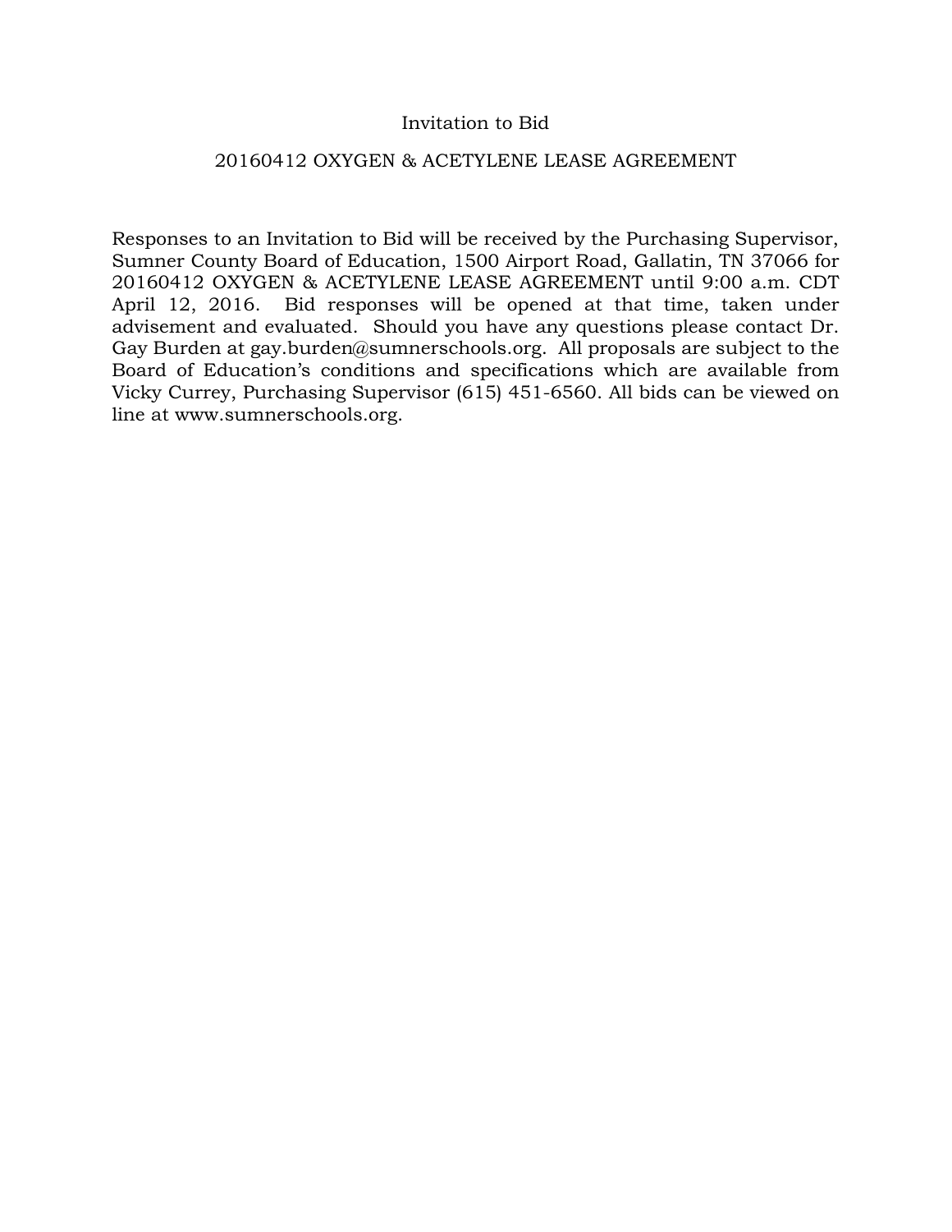# Invitation to Bid

## 20160412 OXYGEN & ACETYLENE LEASE AGREEMENT

Responses to an Invitation to Bid will be received by the Purchasing Supervisor, Sumner County Board of Education, 1500 Airport Road, Gallatin, TN 37066 for 20160412 OXYGEN & ACETYLENE LEASE AGREEMENT until 9:00 a.m. CDT April 12, 2016. Bid responses will be opened at that time, taken under advisement and evaluated. Should you have any questions please contact Dr. Gay Burden at gay.burden@sumnerschools.org. All proposals are subject to the Board of Education's conditions and specifications which are available from Vicky Currey, Purchasing Supervisor (615) 451-6560. All bids can be viewed on line at www.sumnerschools.org.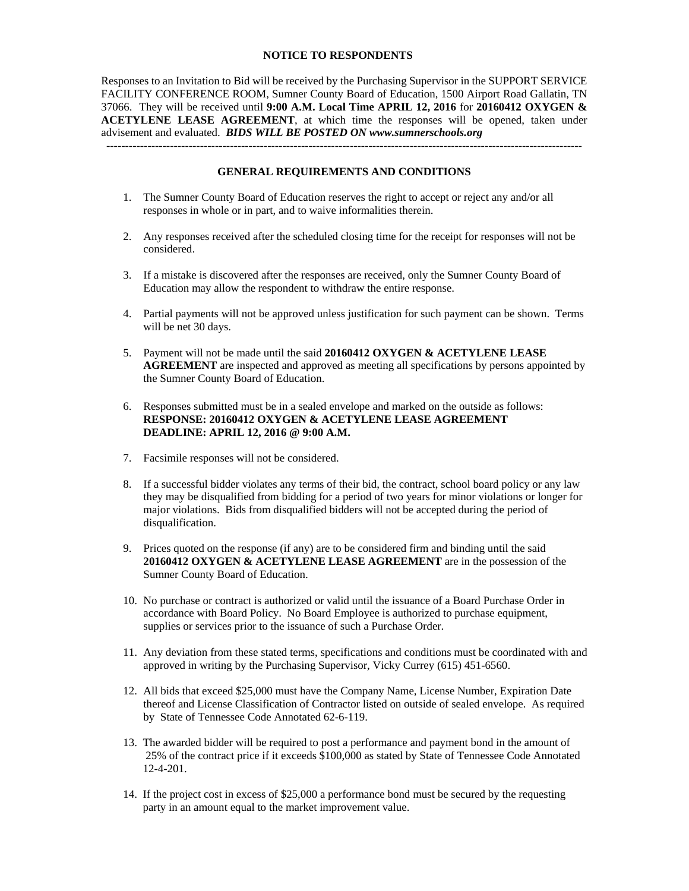## NOTICE TO RESPONDENTS

Responses to an Invitation to Bid will be received by the Purchasing Supervisor in the SUPPORT SERVICE FACILITY CONFERENCE ROOM, Sumner County Board of Education, 1500 Airport Road Gallatin, TN 37066. They will be received until **9:00 A.M. Local Time APRIL 12, 2016** for **20160412 OXYGEN & ACETYLENE LEASE AGREEMENT**, at which time the responses will be opened, taken under advisement and evaluated. ***BIDS WILL BE POSTED ON www.sumnerschools.org***

---

## GENERAL REQUIREMENTS AND CONDITIONS

1. The Sumner County Board of Education reserves the right to accept or reject any and/or all responses in whole or in part, and to waive informalities therein.

2. Any responses received after the scheduled closing time for the receipt for responses will not be considered.

3. If a mistake is discovered after the responses are received, only the Sumner County Board of Education may allow the respondent to withdraw the entire response.

4. Partial payments will not be approved unless justification for such payment can be shown. Terms will be net 30 days.

5. Payment will not be made until the said **20160412 OXYGEN & ACETYLENE LEASE AGREEMENT** are inspected and approved as meeting all specifications by persons appointed by the Sumner County Board of Education.

6. Responses submitted must be in a sealed envelope and marked on the outside as follows:
   **RESPONSE: 20160412 OXYGEN & ACETYLENE LEASE AGREEMENT**
   **DEADLINE: APRIL 12, 2016 @ 9:00 A.M.**

7. Facsimile responses will not be considered.

8. If a successful bidder violates any terms of their bid, the contract, school board policy or any law they may be disqualified from bidding for a period of two years for minor violations or longer for major violations. Bids from disqualified bidders will not be accepted during the period of disqualification.

9. Prices quoted on the response (if any) are to be considered firm and binding until the said **20160412 OXYGEN & ACETYLENE LEASE AGREEMENT** are in the possession of the Sumner County Board of Education.

10. No purchase or contract is authorized or valid until the issuance of a Board Purchase Order in accordance with Board Policy. No Board Employee is authorized to purchase equipment, supplies or services prior to the issuance of such a Purchase Order.

11. Any deviation from these stated terms, specifications and conditions must be coordinated with and approved in writing by the Purchasing Supervisor, Vicky Currey (615) 451-6560.

12. All bids that exceed $25,000 must have the Company Name, License Number, Expiration Date thereof and License Classification of Contractor listed on outside of sealed envelope. As required by State of Tennessee Code Annotated 62-6-119.

13. The awarded bidder will be required to post a performance and payment bond in the amount of 25% of the contract price if it exceeds $100,000 as stated by State of Tennessee Code Annotated 12-4-201.

14. If the project cost in excess of $25,000 a performance bond must be secured by the requesting party in an amount equal to the market improvement value.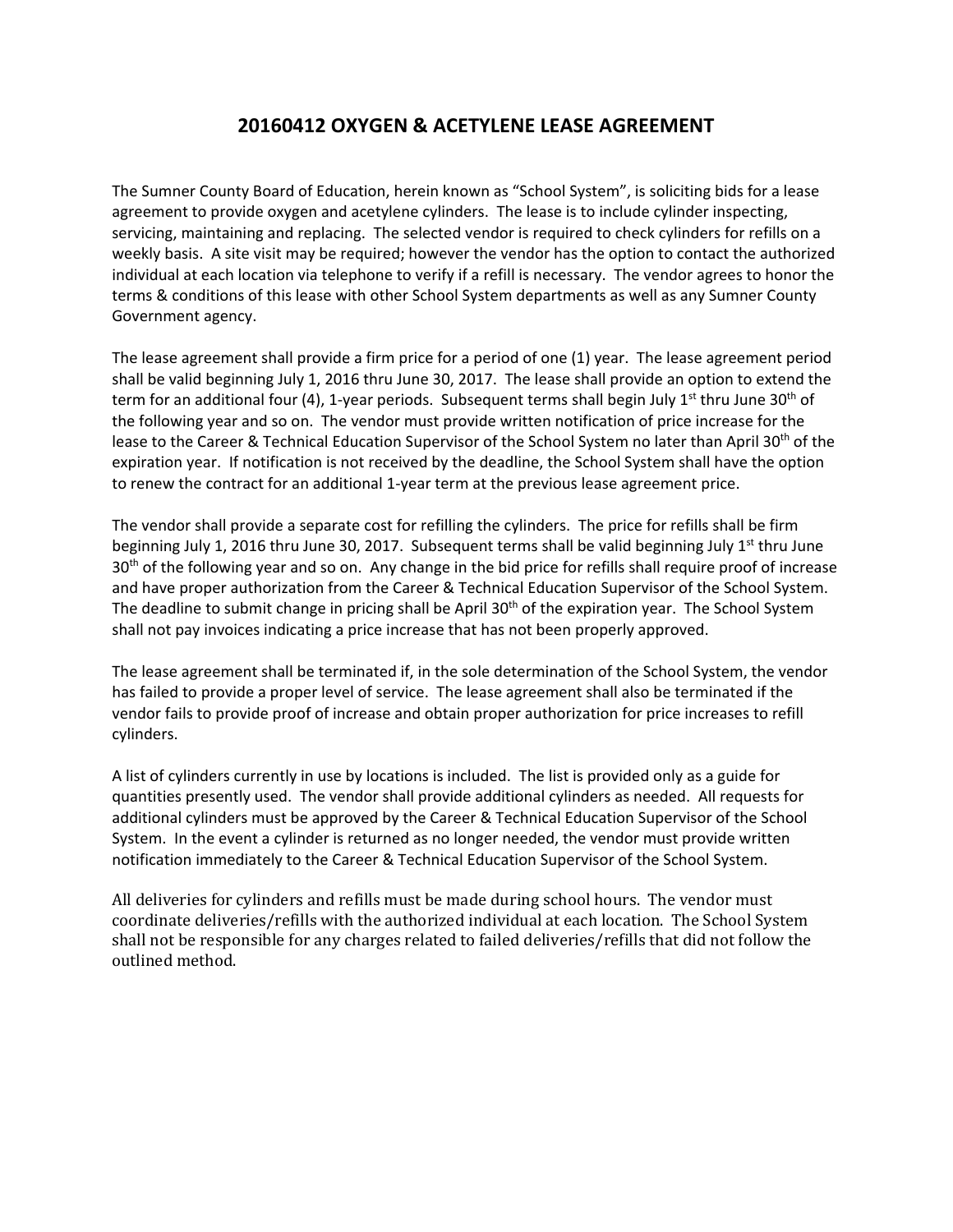# 20160412 OXYGEN & ACETYLENE LEASE AGREEMENT

The Sumner County Board of Education, herein known as "School System", is soliciting bids for a lease agreement to provide oxygen and acetylene cylinders. The lease is to include cylinder inspecting, servicing, maintaining and replacing. The selected vendor is required to check cylinders for refills on a weekly basis. A site visit may be required; however the vendor has the option to contact the authorized individual at each location via telephone to verify if a refill is necessary. The vendor agrees to honor the terms & conditions of this lease with other School System departments as well as any Sumner County Government agency.

The lease agreement shall provide a firm price for a period of one (1) year. The lease agreement period shall be valid beginning July 1, 2016 thru June 30, 2017. The lease shall provide an option to extend the term for an additional four (4), 1-year periods. Subsequent terms shall begin July 1st thru June 30th of the following year and so on. The vendor must provide written notification of price increase for the lease to the Career & Technical Education Supervisor of the School System no later than April 30th of the expiration year. If notification is not received by the deadline, the School System shall have the option to renew the contract for an additional 1-year term at the previous lease agreement price.

The vendor shall provide a separate cost for refilling the cylinders. The price for refills shall be firm beginning July 1, 2016 thru June 30, 2017. Subsequent terms shall be valid beginning July 1st thru June 30th of the following year and so on. Any change in the bid price for refills shall require proof of increase and have proper authorization from the Career & Technical Education Supervisor of the School System. The deadline to submit change in pricing shall be April 30th of the expiration year. The School System shall not pay invoices indicating a price increase that has not been properly approved.

The lease agreement shall be terminated if, in the sole determination of the School System, the vendor has failed to provide a proper level of service. The lease agreement shall also be terminated if the vendor fails to provide proof of increase and obtain proper authorization for price increases to refill cylinders.

A list of cylinders currently in use by locations is included. The list is provided only as a guide for quantities presently used. The vendor shall provide additional cylinders as needed. All requests for additional cylinders must be approved by the Career & Technical Education Supervisor of the School System. In the event a cylinder is returned as no longer needed, the vendor must provide written notification immediately to the Career & Technical Education Supervisor of the School System.

All deliveries for cylinders and refills must be made during school hours. The vendor must coordinate deliveries/refills with the authorized individual at each location. The School System shall not be responsible for any charges related to failed deliveries/refills that did not follow the outlined method.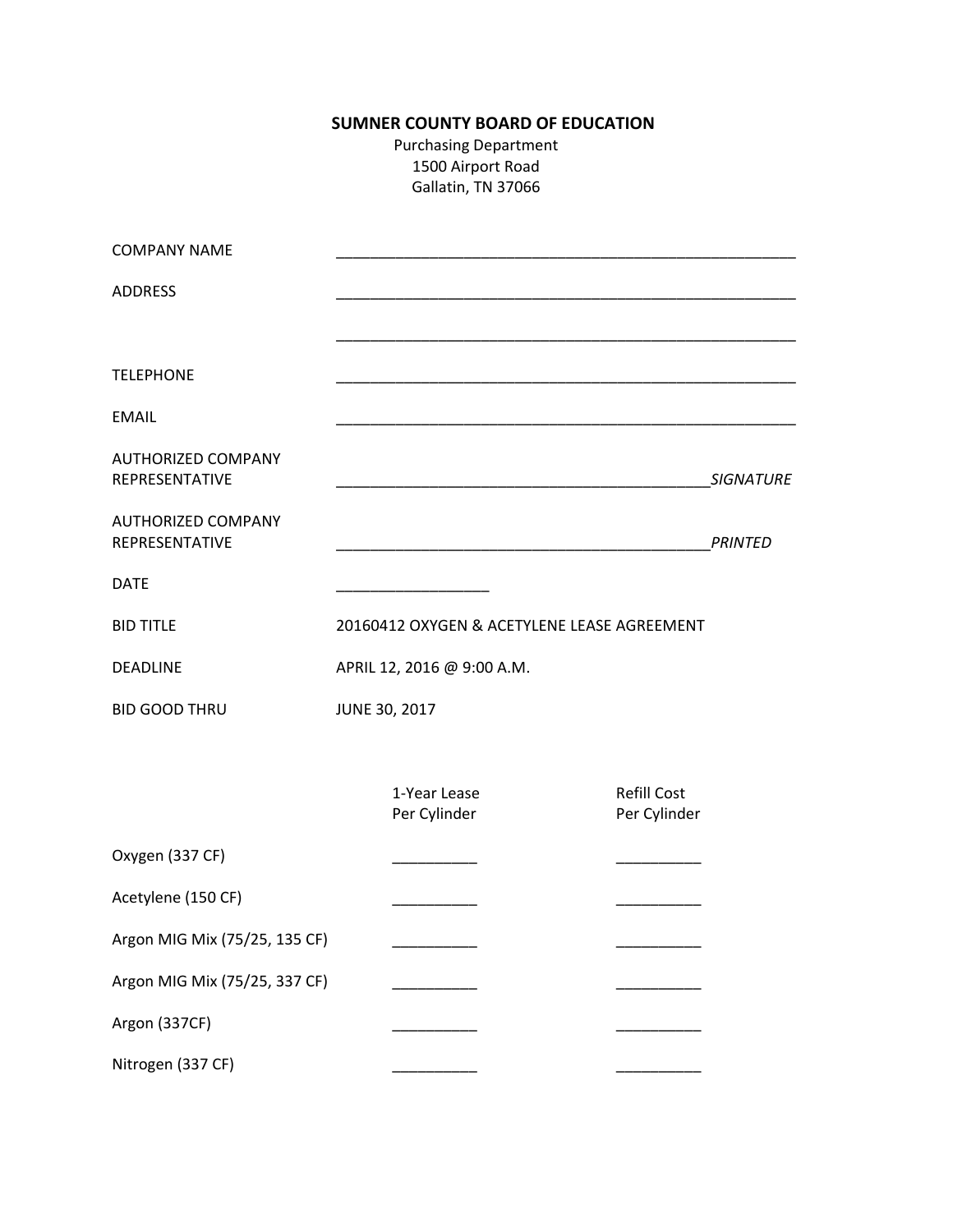**SUMNER COUNTY BOARD OF EDUCATION**

Purchasing Department
1500 Airport Road
Gallatin, TN 37066

COMPANY NAME ______________________________________________________

ADDRESS ______________________________________________________

______________________________________________________

TELEPHONE ______________________________________________________

EMAIL ______________________________________________________

AUTHORIZED COMPANY REPRESENTATIVE ____________________________________________ *SIGNATURE*

AUTHORIZED COMPANY REPRESENTATIVE ____________________________________________ *PRINTED*

DATE __________________

BID TITLE 20160412 OXYGEN & ACETYLENE LEASE AGREEMENT

DEADLINE APRIL 12, 2016 @ 9:00 A.M.

BID GOOD THRU JUNE 30, 2017

| | 1-Year Lease Per Cylinder | Refill Cost Per Cylinder |
|---|---|---|
| Oxygen (337 CF) | __________ | __________ |
| Acetylene (150 CF) | __________ | __________ |
| Argon MIG Mix (75/25, 135 CF) | __________ | __________ |
| Argon MIG Mix (75/25, 337 CF) | __________ | __________ |
| Argon (337CF) | __________ | __________ |
| Nitrogen (337 CF) | __________ | __________ |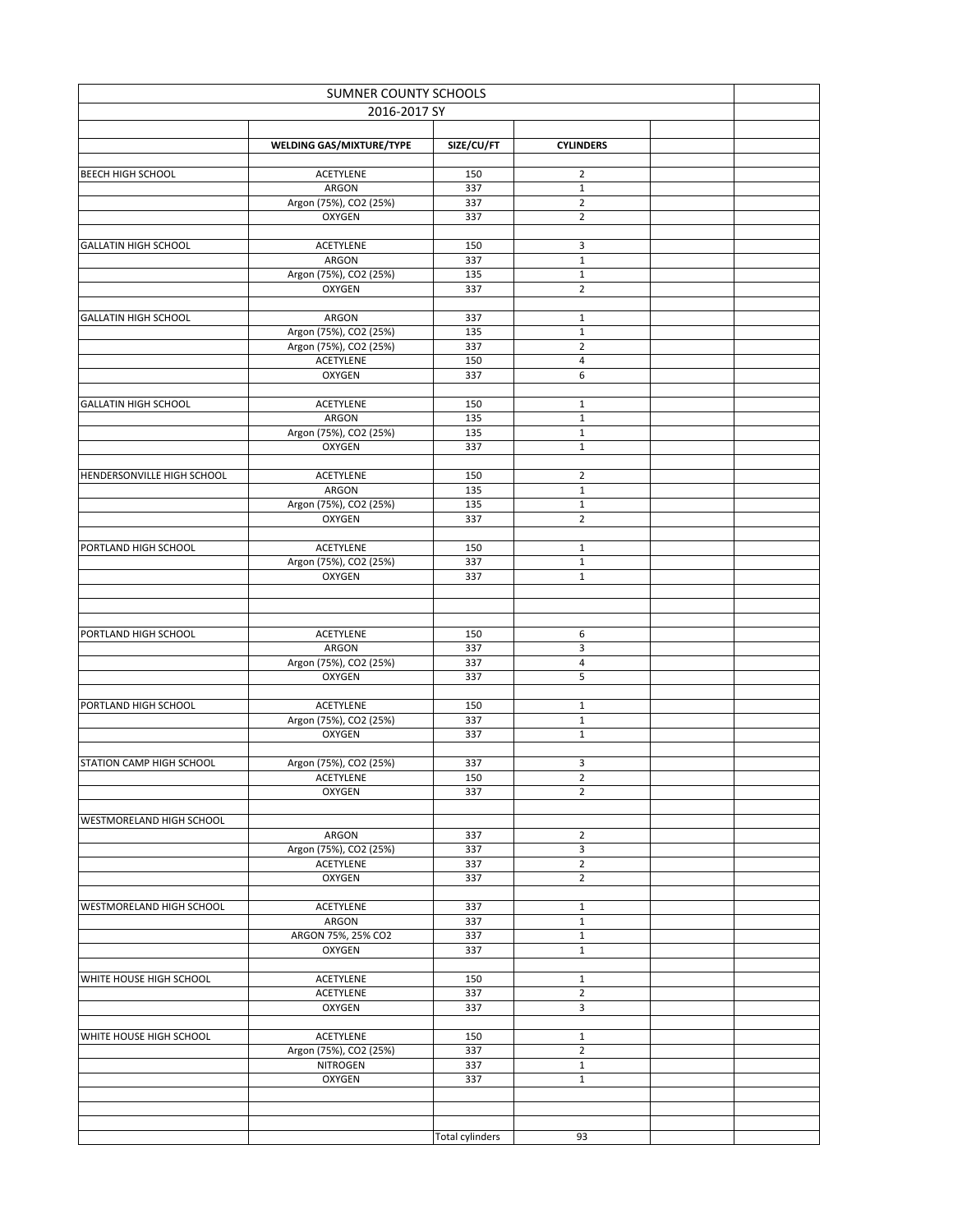| SUMNER COUNTY SCHOOLS | | | | | |
|---|---|---|---|---|---|
| 2016-2017 SY | | | | | |
| | | | | | |
| | **WELDING GAS/MIXTURE/TYPE** | **SIZE/CU/FT** | **CYLINDERS** | | |
| | | | | | |
| BEECH HIGH SCHOOL | ACETYLENE | 150 | 2 | | |
| | ARGON | 337 | 1 | | |
| | Argon (75%), CO2 (25%) | 337 | 2 | | |
| | OXYGEN | 337 | 2 | | |
| | | | | | |
| GALLATIN HIGH SCHOOL | ACETYLENE | 150 | 3 | | |
| | ARGON | 337 | 1 | | |
| | Argon (75%), CO2 (25%) | 135 | 1 | | |
| | OXYGEN | 337 | 2 | | |
| | | | | | |
| GALLATIN HIGH SCHOOL | ARGON | 337 | 1 | | |
| | Argon (75%), CO2 (25%) | 135 | 1 | | |
| | Argon (75%), CO2 (25%) | 337 | 2 | | |
| | ACETYLENE | 150 | 4 | | |
| | OXYGEN | 337 | 6 | | |
| | | | | | |
| GALLATIN HIGH SCHOOL | ACETYLENE | 150 | 1 | | |
| | ARGON | 135 | 1 | | |
| | Argon (75%), CO2 (25%) | 135 | 1 | | |
| | OXYGEN | 337 | 1 | | |
| | | | | | |
| HENDERSONVILLE HIGH SCHOOL | ACETYLENE | 150 | 2 | | |
| | ARGON | 135 | 1 | | |
| | Argon (75%), CO2 (25%) | 135 | 1 | | |
| | OXYGEN | 337 | 2 | | |
| | | | | | |
| PORTLAND HIGH SCHOOL | ACETYLENE | 150 | 1 | | |
| | Argon (75%), CO2 (25%) | 337 | 1 | | |
| | OXYGEN | 337 | 1 | | |
| | | | | | |
| | | | | | |
| | | | | | |
| PORTLAND HIGH SCHOOL | ACETYLENE | 150 | 6 | | |
| | ARGON | 337 | 3 | | |
| | Argon (75%), CO2 (25%) | 337 | 4 | | |
| | OXYGEN | 337 | 5 | | |
| | | | | | |
| PORTLAND HIGH SCHOOL | ACETYLENE | 150 | 1 | | |
| | Argon (75%), CO2 (25%) | 337 | 1 | | |
| | OXYGEN | 337 | 1 | | |
| | | | | | |
| STATION CAMP HIGH SCHOOL | Argon (75%), CO2 (25%) | 337 | 3 | | |
| | ACETYLENE | 150 | 2 | | |
| | OXYGEN | 337 | 2 | | |
| | | | | | |
| WESTMORELAND HIGH SCHOOL | | | | | |
| | ARGON | 337 | 2 | | |
| | Argon (75%), CO2 (25%) | 337 | 3 | | |
| | ACETYLENE | 337 | 2 | | |
| | OXYGEN | 337 | 2 | | |
| | | | | | |
| WESTMORELAND HIGH SCHOOL | ACETYLENE | 337 | 1 | | |
| | ARGON | 337 | 1 | | |
| | ARGON 75%, 25% CO2 | 337 | 1 | | |
| | OXYGEN | 337 | 1 | | |
| | | | | | |
| WHITE HOUSE HIGH SCHOOL | ACETYLENE | 150 | 1 | | |
| | ACETYLENE | 337 | 2 | | |
| | OXYGEN | 337 | 3 | | |
| | | | | | |
| WHITE HOUSE HIGH SCHOOL | ACETYLENE | 150 | 1 | | |
| | Argon (75%), CO2 (25%) | 337 | 2 | | |
| | NITROGEN | 337 | 1 | | |
| | OXYGEN | 337 | 1 | | |
| | | | | | |
| | | | | | |
| | | | | | |
| | | Total cylinders | 93 | | |